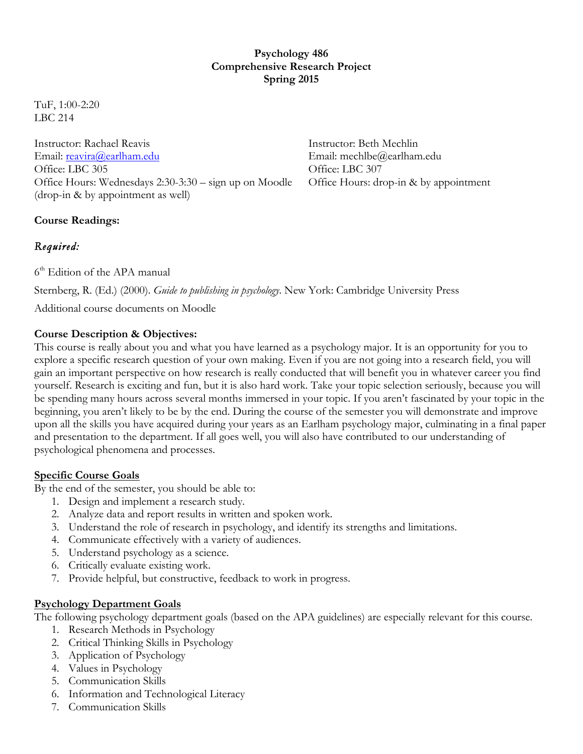**Psychology 486**
**Comprehensive Research Project**
**Spring 2015**

TuF, 1:00-2:20
LBC 214

Instructor: Rachael Reavis
Email: reavira@earlham.edu
Office: LBC 305
Office Hours: Wednesdays 2:30-3:30 – sign up on Moodle (drop-in & by appointment as well)

Instructor: Beth Mechlin
Email: mechlbe@earlham.edu
Office: LBC 307
Office Hours: drop-in & by appointment

**Course Readings:**

*Required:*

6th Edition of the APA manual

Sternberg, R. (Ed.) (2000). *Guide to publishing in psychology*. New York: Cambridge University Press

Additional course documents on Moodle

**Course Description & Objectives:**
This course is really about you and what you have learned as a psychology major. It is an opportunity for you to explore a specific research question of your own making. Even if you are not going into a research field, you will gain an important perspective on how research is really conducted that will benefit you in whatever career you find yourself. Research is exciting and fun, but it is also hard work. Take your topic selection seriously, because you will be spending many hours across several months immersed in your topic. If you aren't fascinated by your topic in the beginning, you aren't likely to be by the end. During the course of the semester you will demonstrate and improve upon all the skills you have acquired during your years as an Earlham psychology major, culminating in a final paper and presentation to the department. If all goes well, you will also have contributed to our understanding of psychological phenomena and processes.

**Specific Course Goals**

By the end of the semester, you should be able to:

1. Design and implement a research study.
2. Analyze data and report results in written and spoken work.
3. Understand the role of research in psychology, and identify its strengths and limitations.
4. Communicate effectively with a variety of audiences.
5. Understand psychology as a science.
6. Critically evaluate existing work.
7. Provide helpful, but constructive, feedback to work in progress.

**Psychology Department Goals**

The following psychology department goals (based on the APA guidelines) are especially relevant for this course.

1. Research Methods in Psychology
2. Critical Thinking Skills in Psychology
3. Application of Psychology
4. Values in Psychology
5. Communication Skills
6. Information and Technological Literacy
7. Communication Skills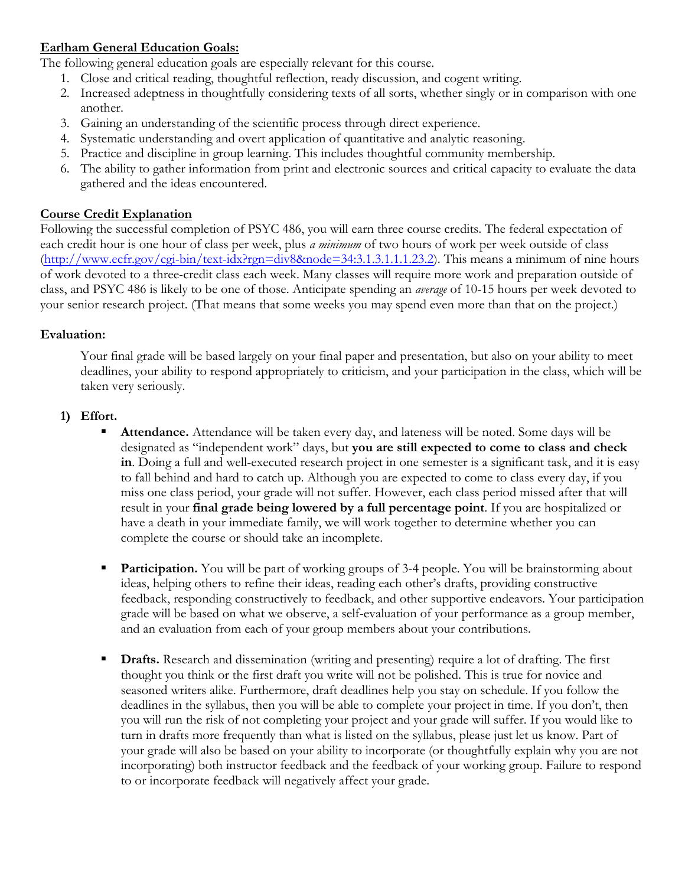**Earlham General Education Goals:**

The following general education goals are especially relevant for this course.

1. Close and critical reading, thoughtful reflection, ready discussion, and cogent writing.
2. Increased adeptness in thoughtfully considering texts of all sorts, whether singly or in comparison with one another.
3. Gaining an understanding of the scientific process through direct experience.
4. Systematic understanding and overt application of quantitative and analytic reasoning.
5. Practice and discipline in group learning. This includes thoughtful community membership.
6. The ability to gather information from print and electronic sources and critical capacity to evaluate the data gathered and the ideas encountered.

**Course Credit Explanation**

Following the successful completion of PSYC 486, you will earn three course credits. The federal expectation of each credit hour is one hour of class per week, plus *a minimum* of two hours of work per week outside of class (http://www.ecfr.gov/cgi-bin/text-idx?rgn=div8&node=34:3.1.3.1.1.1.23.2). This means a minimum of nine hours of work devoted to a three-credit class each week. Many classes will require more work and preparation outside of class, and PSYC 486 is likely to be one of those. Anticipate spending an *average* of 10-15 hours per week devoted to your senior research project. (That means that some weeks you may spend even more than that on the project.)

**Evaluation:**

Your final grade will be based largely on your final paper and presentation, but also on your ability to meet deadlines, your ability to respond appropriately to criticism, and your participation in the class, which will be taken very seriously.

1) **Effort.**
   - **Attendance.** Attendance will be taken every day, and lateness will be noted. Some days will be designated as "independent work" days, but **you are still expected to come to class and check in**. Doing a full and well-executed research project in one semester is a significant task, and it is easy to fall behind and hard to catch up. Although you are expected to come to class every day, if you miss one class period, your grade will not suffer. However, each class period missed after that will result in your **final grade being lowered by a full percentage point**. If you are hospitalized or have a death in your immediate family, we will work together to determine whether you can complete the course or should take an incomplete.

   - **Participation.** You will be part of working groups of 3-4 people. You will be brainstorming about ideas, helping others to refine their ideas, reading each other's drafts, providing constructive feedback, responding constructively to feedback, and other supportive endeavors. Your participation grade will be based on what we observe, a self-evaluation of your performance as a group member, and an evaluation from each of your group members about your contributions.

   - **Drafts.** Research and dissemination (writing and presenting) require a lot of drafting. The first thought you think or the first draft you write will not be polished. This is true for novice and seasoned writers alike. Furthermore, draft deadlines help you stay on schedule. If you follow the deadlines in the syllabus, then you will be able to complete your project in time. If you don't, then you will run the risk of not completing your project and your grade will suffer. If you would like to turn in drafts more frequently than what is listed on the syllabus, please just let us know. Part of your grade will also be based on your ability to incorporate (or thoughtfully explain why you are not incorporating) both instructor feedback and the feedback of your working group. Failure to respond to or incorporate feedback will negatively affect your grade.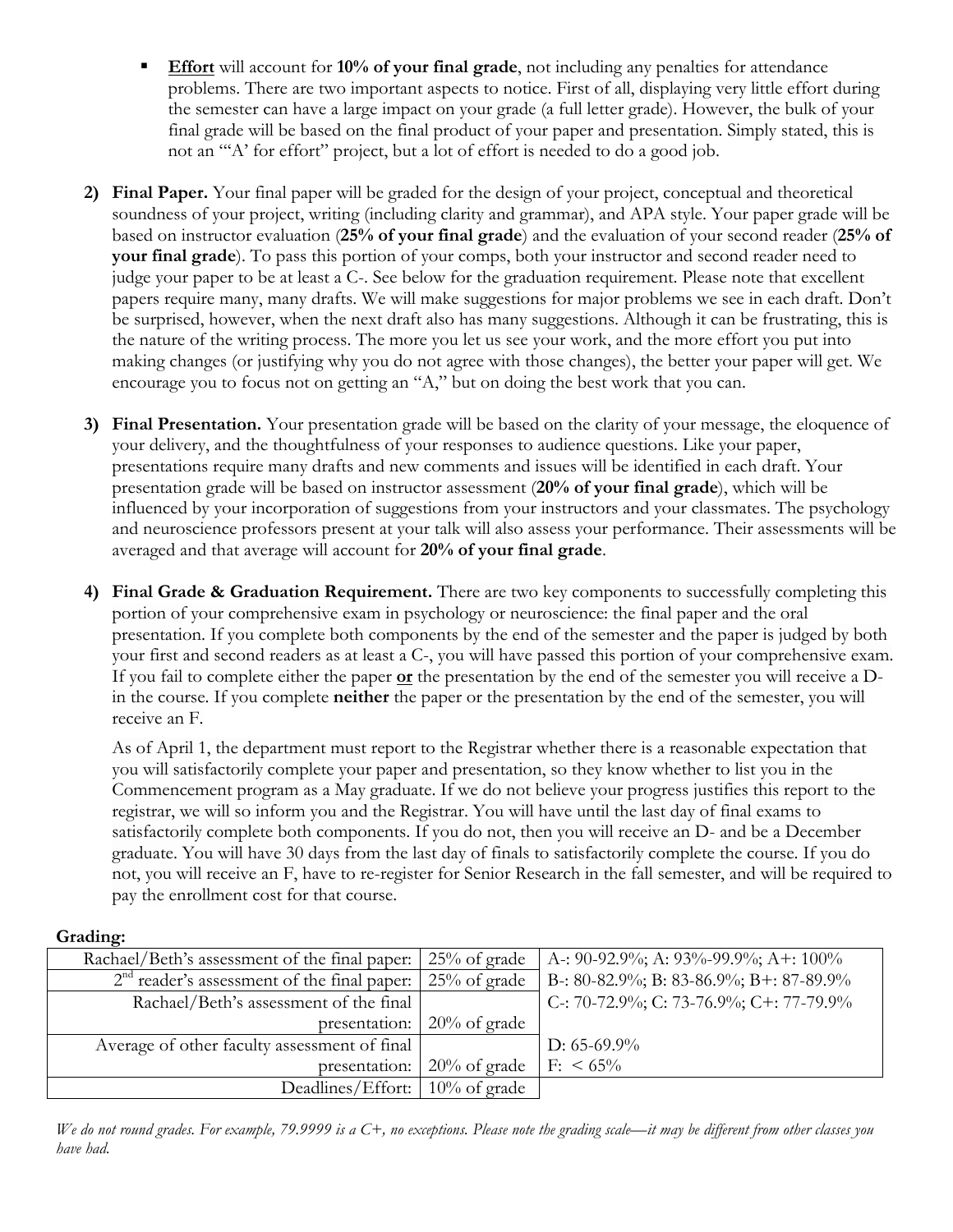- **Effort** will account for **10% of your final grade**, not including any penalties for attendance problems. There are two important aspects to notice. First of all, displaying very little effort during the semester can have a large impact on your grade (a full letter grade). However, the bulk of your final grade will be based on the final product of your paper and presentation. Simply stated, this is not an "'A' for effort" project, but a lot of effort is needed to do a good job.

2) **Final Paper.** Your final paper will be graded for the design of your project, conceptual and theoretical soundness of your project, writing (including clarity and grammar), and APA style. Your paper grade will be based on instructor evaluation (**25% of your final grade**) and the evaluation of your second reader (**25% of your final grade**). To pass this portion of your comps, both your instructor and second reader need to judge your paper to be at least a C-. See below for the graduation requirement. Please note that excellent papers require many, many drafts. We will make suggestions for major problems we see in each draft. Don't be surprised, however, when the next draft also has many suggestions. Although it can be frustrating, this is the nature of the writing process. The more you let us see your work, and the more effort you put into making changes (or justifying why you do not agree with those changes), the better your paper will get. We encourage you to focus not on getting an "A," but on doing the best work that you can.

3) **Final Presentation.** Your presentation grade will be based on the clarity of your message, the eloquence of your delivery, and the thoughtfulness of your responses to audience questions. Like your paper, presentations require many drafts and new comments and issues will be identified in each draft. Your presentation grade will be based on instructor assessment (**20% of your final grade**), which will be influenced by your incorporation of suggestions from your instructors and your classmates. The psychology and neuroscience professors present at your talk will also assess your performance. Their assessments will be averaged and that average will account for **20% of your final grade**.

4) **Final Grade & Graduation Requirement.** There are two key components to successfully completing this portion of your comprehensive exam in psychology or neuroscience: the final paper and the oral presentation. If you complete both components by the end of the semester and the paper is judged by both your first and second readers as at least a C-, you will have passed this portion of your comprehensive exam. If you fail to complete either the paper <u>**or**</u> the presentation by the end of the semester you will receive a D- in the course. If you complete **neither** the paper or the presentation by the end of the semester, you will receive an F.

   As of April 1, the department must report to the Registrar whether there is a reasonable expectation that you will satisfactorily complete your paper and presentation, so they know whether to list you in the Commencement program as a May graduate. If we do not believe your progress justifies this report to the registrar, we will so inform you and the Registrar. You will have until the last day of final exams to satisfactorily complete both components. If you do not, then you will receive an D- and be a December graduate. You will have 30 days from the last day of finals to satisfactorily complete the course. If you do not, you will receive an F, have to re-register for Senior Research in the fall semester, and will be required to pay the enrollment cost for that course.

**Grading:**

| | | |
|---|---|---|
| Rachael/Beth's assessment of the final paper: | 25% of grade | A-: 90-92.9%; A: 93%-99.9%; A+: 100% |
| 2nd reader's assessment of the final paper: | 25% of grade | B-: 80-82.9%; B: 83-86.9%; B+: 87-89.9% |
| Rachael/Beth's assessment of the final presentation: | 20% of grade | C-: 70-72.9%; C: 73-76.9%; C+: 77-79.9% |
| Average of other faculty assessment of final presentation: | 20% of grade | D: 65-69.9%<br>F: < 65% |
| Deadlines/Effort: | 10% of grade | |

*We do not round grades. For example, 79.9999 is a C+, no exceptions. Please note the grading scale—it may be different from other classes you have had.*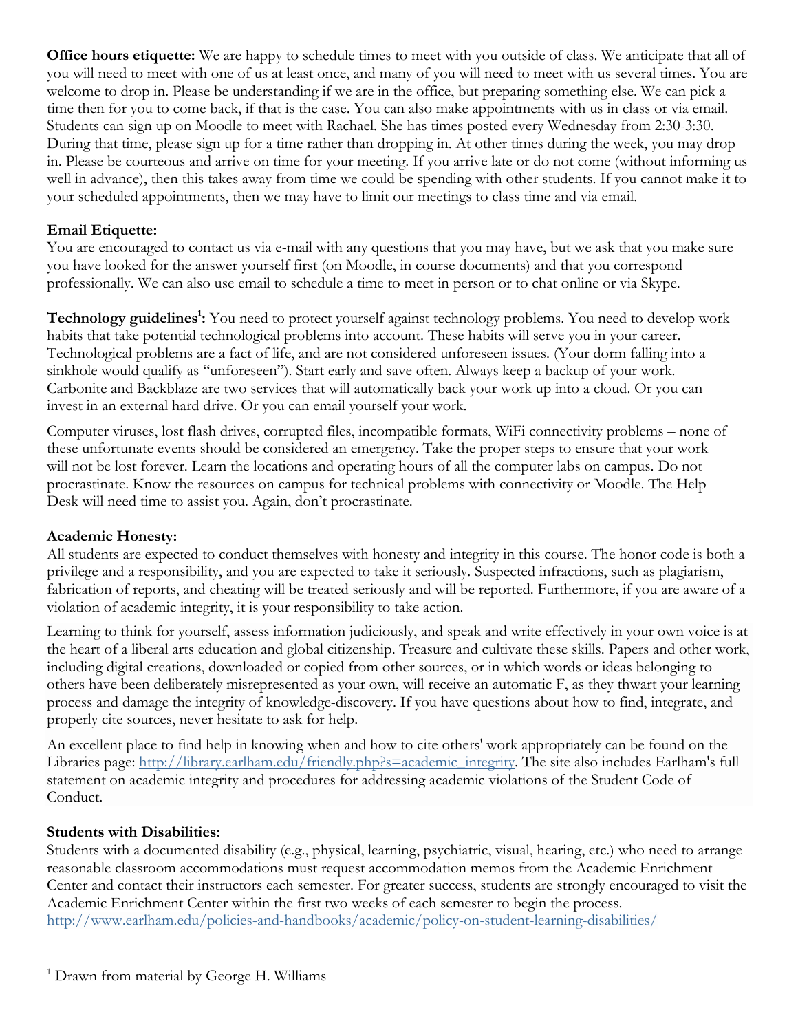**Office hours etiquette:** We are happy to schedule times to meet with you outside of class. We anticipate that all of you will need to meet with one of us at least once, and many of you will need to meet with us several times. You are welcome to drop in. Please be understanding if we are in the office, but preparing something else. We can pick a time then for you to come back, if that is the case. You can also make appointments with us in class or via email. Students can sign up on Moodle to meet with Rachael. She has times posted every Wednesday from 2:30-3:30. During that time, please sign up for a time rather than dropping in. At other times during the week, you may drop in. Please be courteous and arrive on time for your meeting. If you arrive late or do not come (without informing us well in advance), then this takes away from time we could be spending with other students. If you cannot make it to your scheduled appointments, then we may have to limit our meetings to class time and via email.

**Email Etiquette:**
You are encouraged to contact us via e-mail with any questions that you may have, but we ask that you make sure you have looked for the answer yourself first (on Moodle, in course documents) and that you correspond professionally. We can also use email to schedule a time to meet in person or to chat online or via Skype.

**Technology guidelines[1]:** You need to protect yourself against technology problems. You need to develop work habits that take potential technological problems into account. These habits will serve you in your career. Technological problems are a fact of life, and are not considered unforeseen issues. (Your dorm falling into a sinkhole would qualify as "unforeseen"). Start early and save often. Always keep a backup of your work. Carbonite and Backblaze are two services that will automatically back your work up into a cloud. Or you can invest in an external hard drive. Or you can email yourself your work.

Computer viruses, lost flash drives, corrupted files, incompatible formats, WiFi connectivity problems – none of these unfortunate events should be considered an emergency. Take the proper steps to ensure that your work will not be lost forever. Learn the locations and operating hours of all the computer labs on campus. Do not procrastinate. Know the resources on campus for technical problems with connectivity or Moodle. The Help Desk will need time to assist you. Again, don't procrastinate.

**Academic Honesty:**
All students are expected to conduct themselves with honesty and integrity in this course. The honor code is both a privilege and a responsibility, and you are expected to take it seriously. Suspected infractions, such as plagiarism, fabrication of reports, and cheating will be treated seriously and will be reported. Furthermore, if you are aware of a violation of academic integrity, it is your responsibility to take action.

Learning to think for yourself, assess information judiciously, and speak and write effectively in your own voice is at the heart of a liberal arts education and global citizenship. Treasure and cultivate these skills. Papers and other work, including digital creations, downloaded or copied from other sources, or in which words or ideas belonging to others have been deliberately misrepresented as your own, will receive an automatic F, as they thwart your learning process and damage the integrity of knowledge-discovery. If you have questions about how to find, integrate, and properly cite sources, never hesitate to ask for help.

An excellent place to find help in knowing when and how to cite others' work appropriately can be found on the Libraries page: http://library.earlham.edu/friendly.php?s=academic_integrity. The site also includes Earlham's full statement on academic integrity and procedures for addressing academic violations of the Student Code of Conduct.

**Students with Disabilities:**
Students with a documented disability (e.g., physical, learning, psychiatric, visual, hearing, etc.) who need to arrange reasonable classroom accommodations must request accommodation memos from the Academic Enrichment Center and contact their instructors each semester. For greater success, students are strongly encouraged to visit the Academic Enrichment Center within the first two weeks of each semester to begin the process.
http://www.earlham.edu/policies-and-handbooks/academic/policy-on-student-learning-disabilities/

[1] Drawn from material by George H. Williams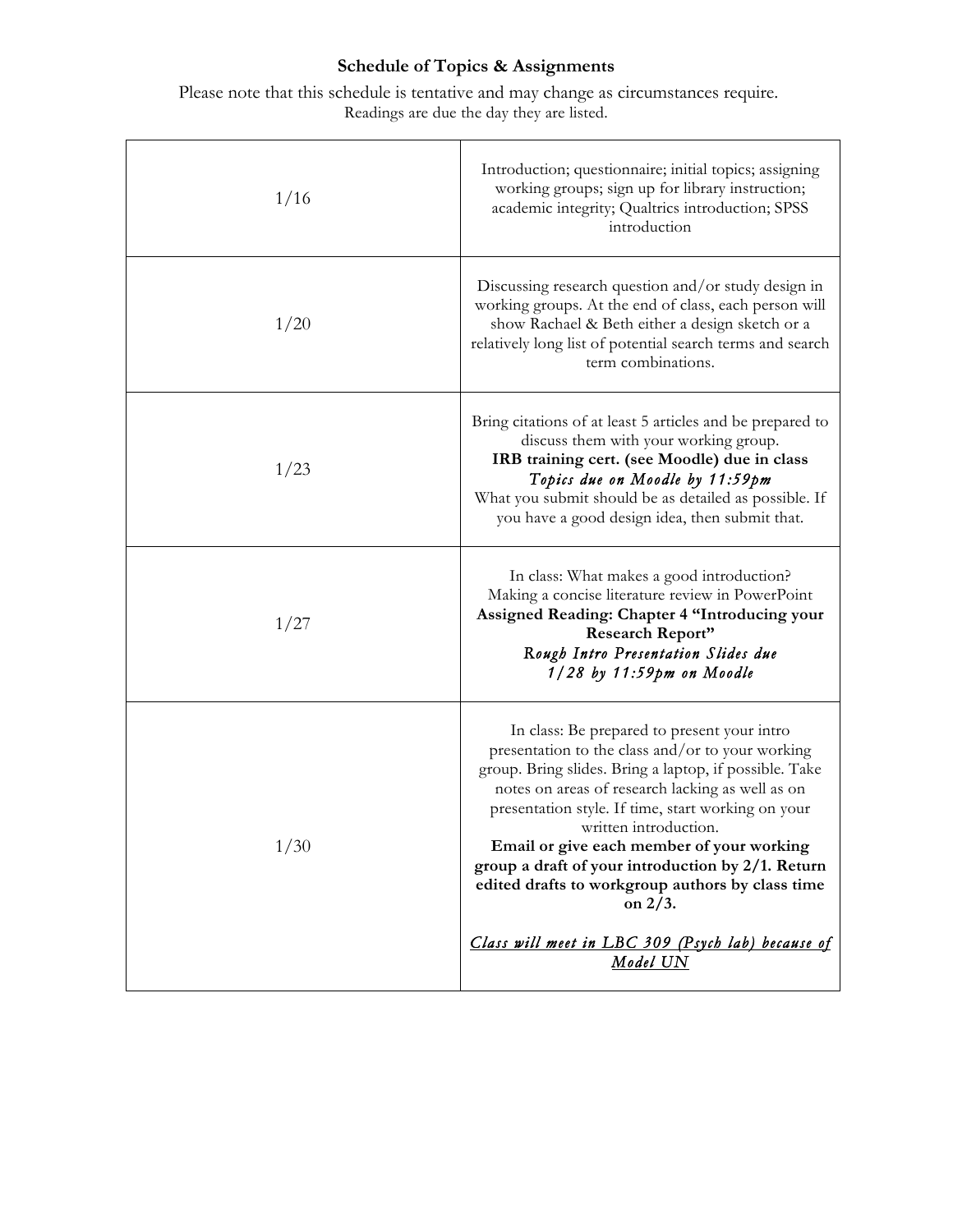**Schedule of Topics & Assignments**

Please note that this schedule is tentative and may change as circumstances require.
Readings are due the day they are listed.

| | |
|---|---|
| 1/16 | Introduction; questionnaire; initial topics; assigning working groups; sign up for library instruction; academic integrity; Qualtrics introduction; SPSS introduction |
| 1/20 | Discussing research question and/or study design in working groups. At the end of class, each person will show Rachael & Beth either a design sketch or a relatively long list of potential search terms and search term combinations. |
| 1/23 | Bring citations of at least 5 articles and be prepared to discuss them with your working group. **IRB training cert. (see Moodle) due in class** *Topics due on Moodle by 11:59pm* What you submit should be as detailed as possible. If you have a good design idea, then submit that. |
| 1/27 | In class: What makes a good introduction? Making a concise literature review in PowerPoint **Assigned Reading: Chapter 4 "Introducing your Research Report"** *Rough Intro Presentation Slides due 1/28 by 11:59pm on Moodle* |
| 1/30 | In class: Be prepared to present your intro presentation to the class and/or to your working group. Bring slides. Bring a laptop, if possible. Take notes on areas of research lacking as well as on presentation style. If time, start working on your written introduction. **Email or give each member of your working group a draft of your introduction by 2/1. Return edited drafts to workgroup authors by class time on 2/3.** <br><br> *<u>Class will meet in LBC 309 (Psych lab) because of Model UN</u>* |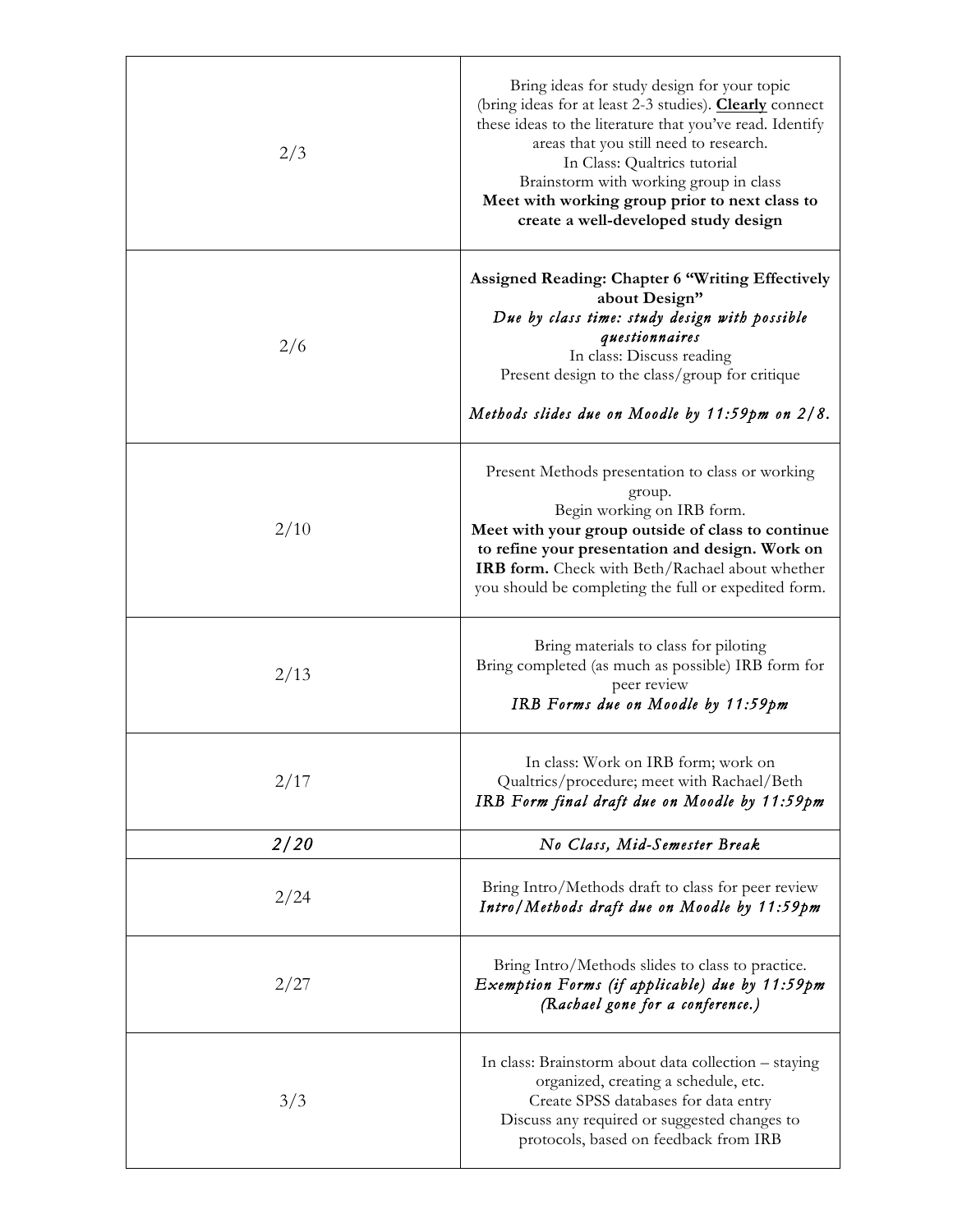| | |
|---|---|
| 2/3 | Bring ideas for study design for your topic (bring ideas for at least 2-3 studies). **<u>Clearly</u>** connect these ideas to the literature that you've read. Identify areas that you still need to research.<br>In Class: Qualtrics tutorial<br>Brainstorm with working group in class<br>**Meet with working group prior to next class to create a well-developed study design** |
| 2/6 | **Assigned Reading: Chapter 6 "Writing Effectively about Design"**<br>*Due by class time: study design with possible questionnaires*<br>In class: Discuss reading<br>Present design to the class/group for critique<br><br>*Methods slides due on Moodle by 11:59pm on 2/8.* |
| 2/10 | Present Methods presentation to class or working group.<br>Begin working on IRB form.<br>**Meet with your group outside of class to continue to refine your presentation and design. Work on IRB form.** Check with Beth/Rachael about whether you should be completing the full or expedited form. |
| 2/13 | Bring materials to class for piloting<br>Bring completed (as much as possible) IRB form for peer review<br>*IRB Forms due on Moodle by 11:59pm* |
| 2/17 | In class: Work on IRB form; work on Qualtrics/procedure; meet with Rachael/Beth<br>*IRB Form final draft due on Moodle by 11:59pm* |
| *2/20* | *No Class, Mid-Semester Break* |
| 2/24 | Bring Intro/Methods draft to class for peer review<br>*Intro/Methods draft due on Moodle by 11:59pm* |
| 2/27 | Bring Intro/Methods slides to class to practice.<br>*Exemption Forms (if applicable) due by 11:59pm (Rachael gone for a conference.)* |
| 3/3 | In class: Brainstorm about data collection – staying organized, creating a schedule, etc.<br>Create SPSS databases for data entry<br>Discuss any required or suggested changes to protocols, based on feedback from IRB |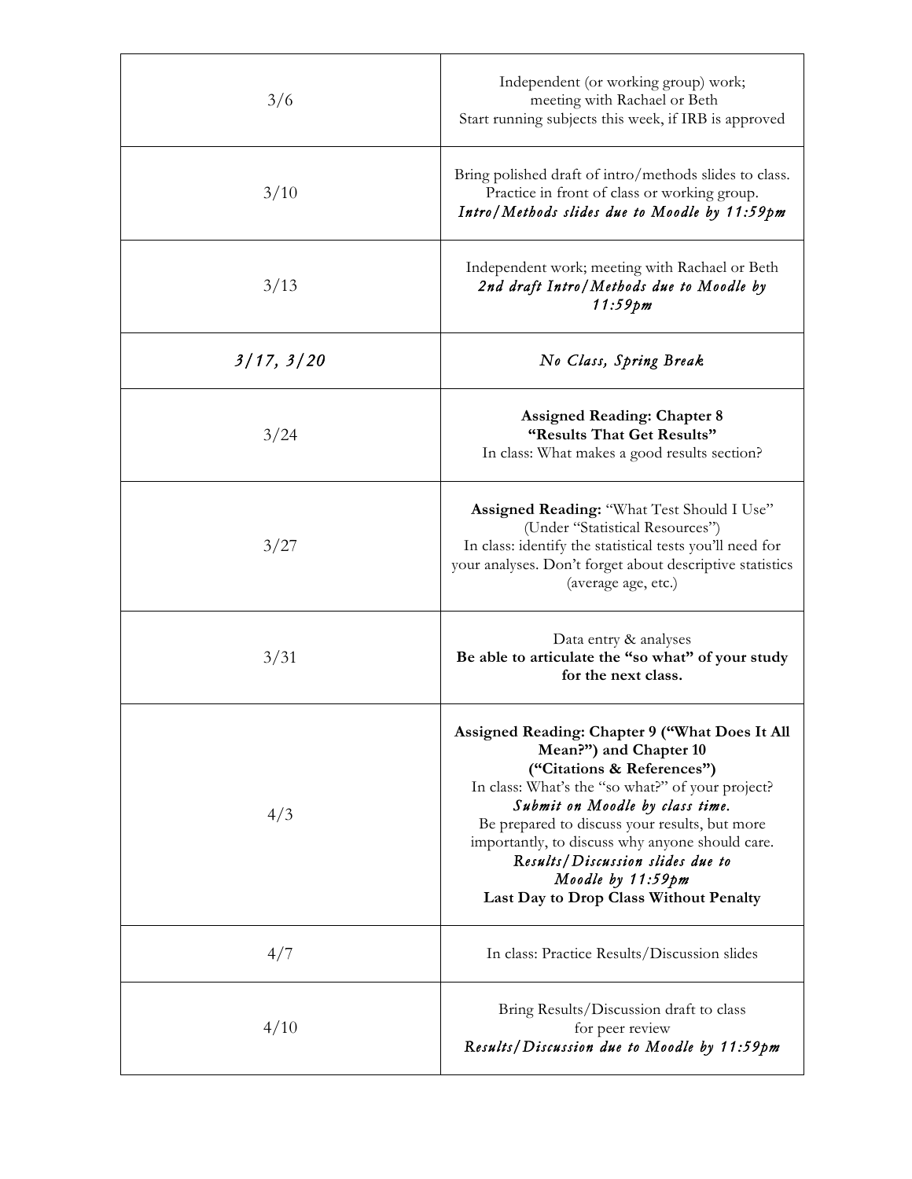| | |
|---|---|
| 3/6 | Independent (or working group) work; meeting with Rachael or Beth Start running subjects this week, if IRB is approved |
| 3/10 | Bring polished draft of intro/methods slides to class. Practice in front of class or working group. *Intro/Methods slides due to Moodle by 11:59pm* |
| 3/13 | Independent work; meeting with Rachael or Beth *2nd draft Intro/Methods due to Moodle by 11:59pm* |
| *3/17, 3/20* | *No Class, Spring Break* |
| 3/24 | **Assigned Reading: Chapter 8 "Results That Get Results"** In class: What makes a good results section? |
| 3/27 | **Assigned Reading:** "What Test Should I Use" (Under "Statistical Resources") In class: identify the statistical tests you'll need for your analyses. Don't forget about descriptive statistics (average age, etc.) |
| 3/31 | Data entry & analyses **Be able to articulate the "so what" of your study for the next class.** |
| 4/3 | **Assigned Reading: Chapter 9 ("What Does It All Mean?") and Chapter 10 ("Citations & References")** In class: What's the "so what?" of your project? *Submit on Moodle by class time.* Be prepared to discuss your results, but more importantly, to discuss why anyone should care. *Results/Discussion slides due to Moodle by 11:59pm* **Last Day to Drop Class Without Penalty** |
| 4/7 | In class: Practice Results/Discussion slides |
| 4/10 | Bring Results/Discussion draft to class for peer review *Results/Discussion due to Moodle by 11:59pm* |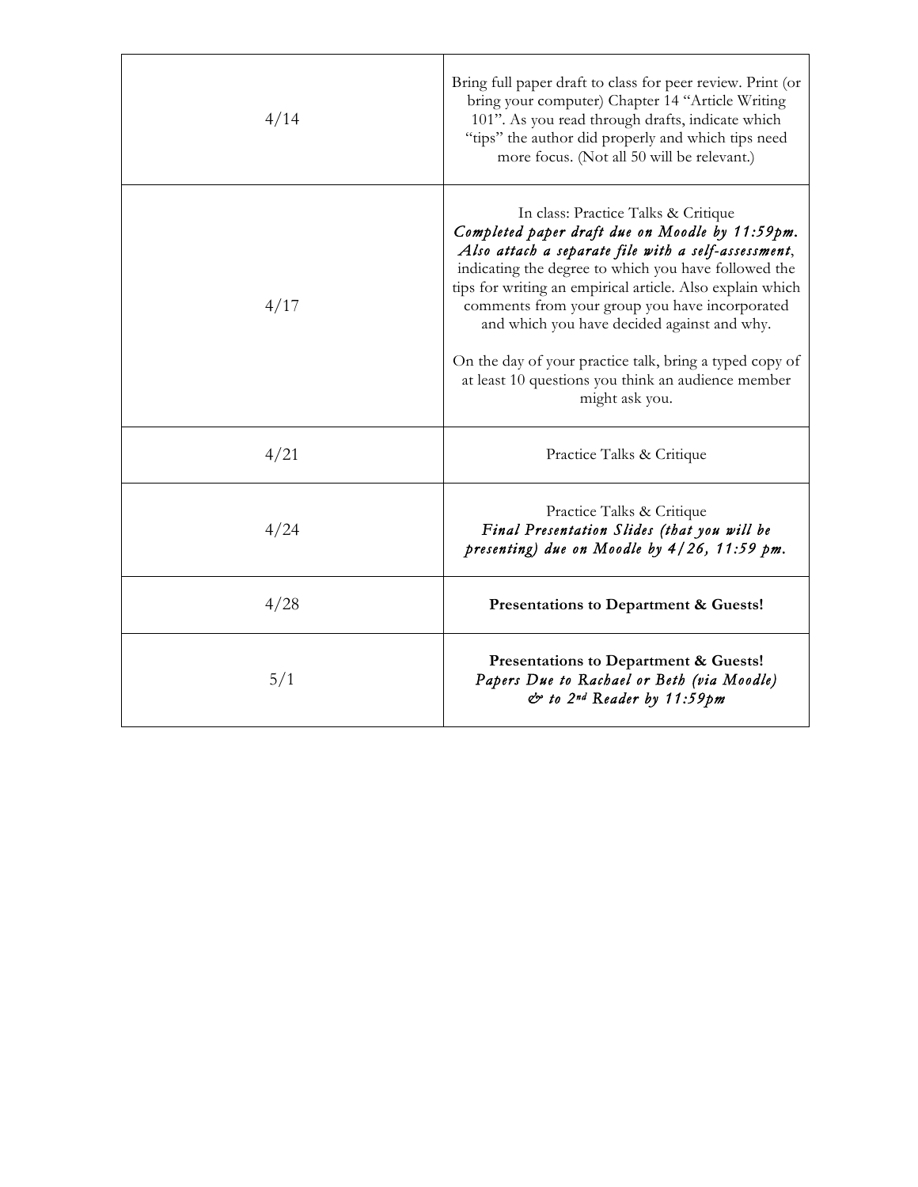| | |
|---|---|
| 4/14 | Bring full paper draft to class for peer review. Print (or bring your computer) Chapter 14 "Article Writing 101". As you read through drafts, indicate which "tips" the author did properly and which tips need more focus. (Not all 50 will be relevant.) |
| 4/17 | In class: Practice Talks & Critique<br>*Completed paper draft due on Moodle by 11:59pm. Also attach a separate file with a self-assessment*, indicating the degree to which you have followed the tips for writing an empirical article. Also explain which comments from your group you have incorporated and which you have decided against and why.<br><br>On the day of your practice talk, bring a typed copy of at least 10 questions you think an audience member might ask you. |
| 4/21 | Practice Talks & Critique |
| 4/24 | Practice Talks & Critique<br>*Final Presentation Slides (that you will be presenting) due on Moodle by 4/26, 11:59 pm.* |
| 4/28 | **Presentations to Department & Guests!** |
| 5/1 | **Presentations to Department & Guests!**<br>*Papers Due to Rachael or Beth (via Moodle) & to 2nd Reader by 11:59pm* |